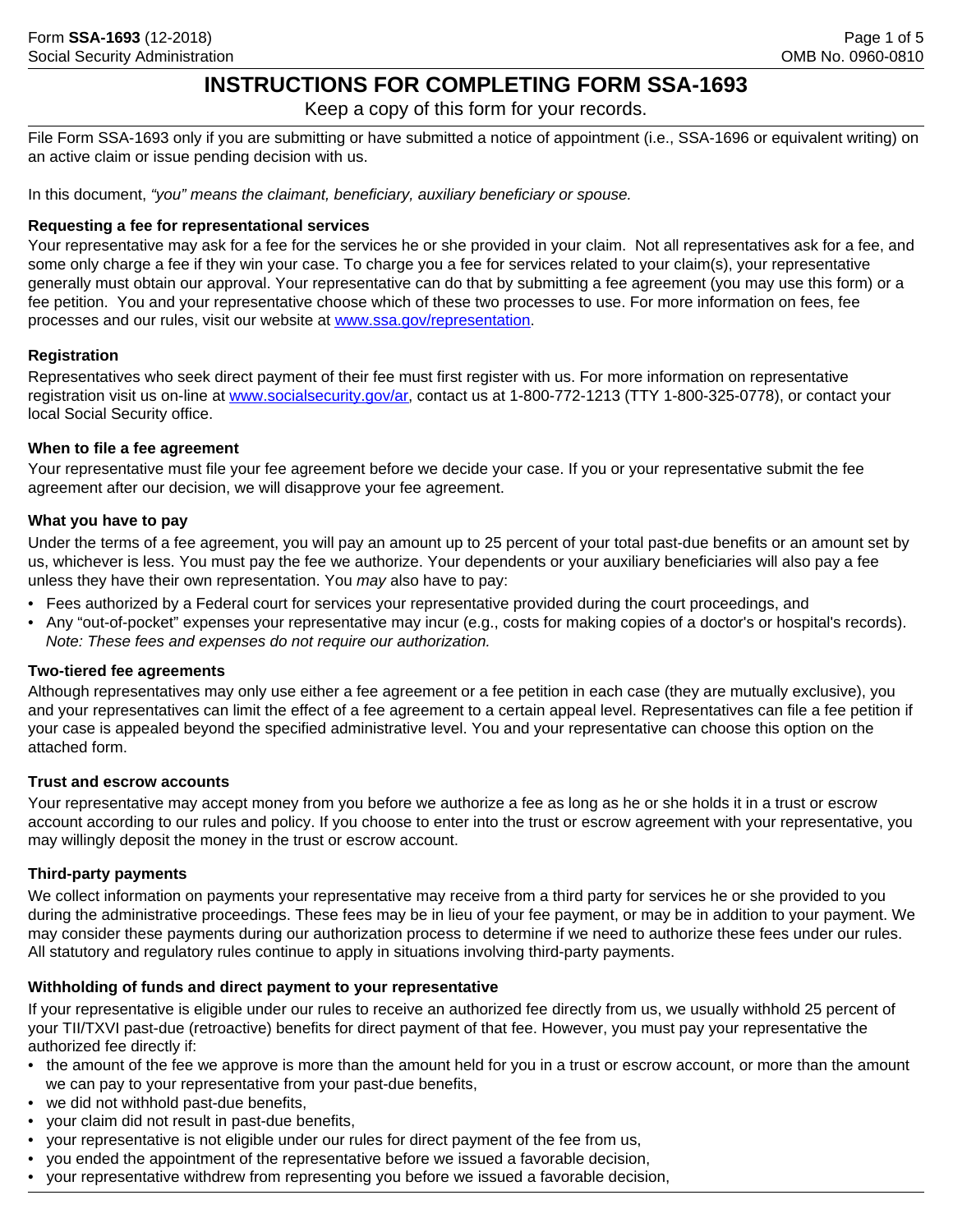# INSTRUCTIONS FOR COMPLETING FORM SSA-1693

Keep a copy of this form for your records.

File Form SSA-1693 only if you are submitting or have submitted a notice of appointment (i.e., SSA-1696 or equivalent writing) on an active claim or issue pending decision with us.

In this document, *"you" means the claimant, beneficiary, auxiliary beneficiary or spouse.*

**Requesting a fee for representational services**

Your representative may ask for a fee for the services he or she provided in your claim. Not all representatives ask for a fee, and some only charge a fee if they win your case. To charge you a fee for services related to your claim(s), your representative generally must obtain our approval. Your representative can do that by submitting a fee agreement (you may use this form) or a fee petition. You and your representative choose which of these two processes to use. For more information on fees, fee processes and our rules, visit our website at www.ssa.gov/representation.

**Registration**

Representatives who seek direct payment of their fee must first register with us. For more information on representative registration visit us on-line at www.socialsecurity.gov/ar, contact us at 1-800-772-1213 (TTY 1-800-325-0778), or contact your local Social Security office.

**When to file a fee agreement**

Your representative must file your fee agreement before we decide your case. If you or your representative submit the fee agreement after our decision, we will disapprove your fee agreement.

**What you have to pay**

Under the terms of a fee agreement, you will pay an amount up to 25 percent of your total past-due benefits or an amount set by us, whichever is less. You must pay the fee we authorize. Your dependents or your auxiliary beneficiaries will also pay a fee unless they have their own representation. You *may* also have to pay:

- Fees authorized by a Federal court for services your representative provided during the court proceedings, and
- Any "out-of-pocket" expenses your representative may incur (e.g., costs for making copies of a doctor's or hospital's records). *Note: These fees and expenses do not require our authorization.*

**Two-tiered fee agreements**

Although representatives may only use either a fee agreement or a fee petition in each case (they are mutually exclusive), you and your representatives can limit the effect of a fee agreement to a certain appeal level. Representatives can file a fee petition if your case is appealed beyond the specified administrative level. You and your representative can choose this option on the attached form.

**Trust and escrow accounts**

Your representative may accept money from you before we authorize a fee as long as he or she holds it in a trust or escrow account according to our rules and policy. If you choose to enter into the trust or escrow agreement with your representative, you may willingly deposit the money in the trust or escrow account.

**Third-party payments**

We collect information on payments your representative may receive from a third party for services he or she provided to you during the administrative proceedings. These fees may be in lieu of your fee payment, or may be in addition to your payment. We may consider these payments during our authorization process to determine if we need to authorize these fees under our rules. All statutory and regulatory rules continue to apply in situations involving third-party payments.

**Withholding of funds and direct payment to your representative**

If your representative is eligible under our rules to receive an authorized fee directly from us, we usually withhold 25 percent of your TII/TXVI past-due (retroactive) benefits for direct payment of that fee. However, you must pay your representative the authorized fee directly if:

- the amount of the fee we approve is more than the amount held for you in a trust or escrow account, or more than the amount we can pay to your representative from your past-due benefits,
- we did not withhold past-due benefits,
- your claim did not result in past-due benefits,
- your representative is not eligible under our rules for direct payment of the fee from us,
- you ended the appointment of the representative before we issued a favorable decision,
- your representative withdrew from representing you before we issued a favorable decision,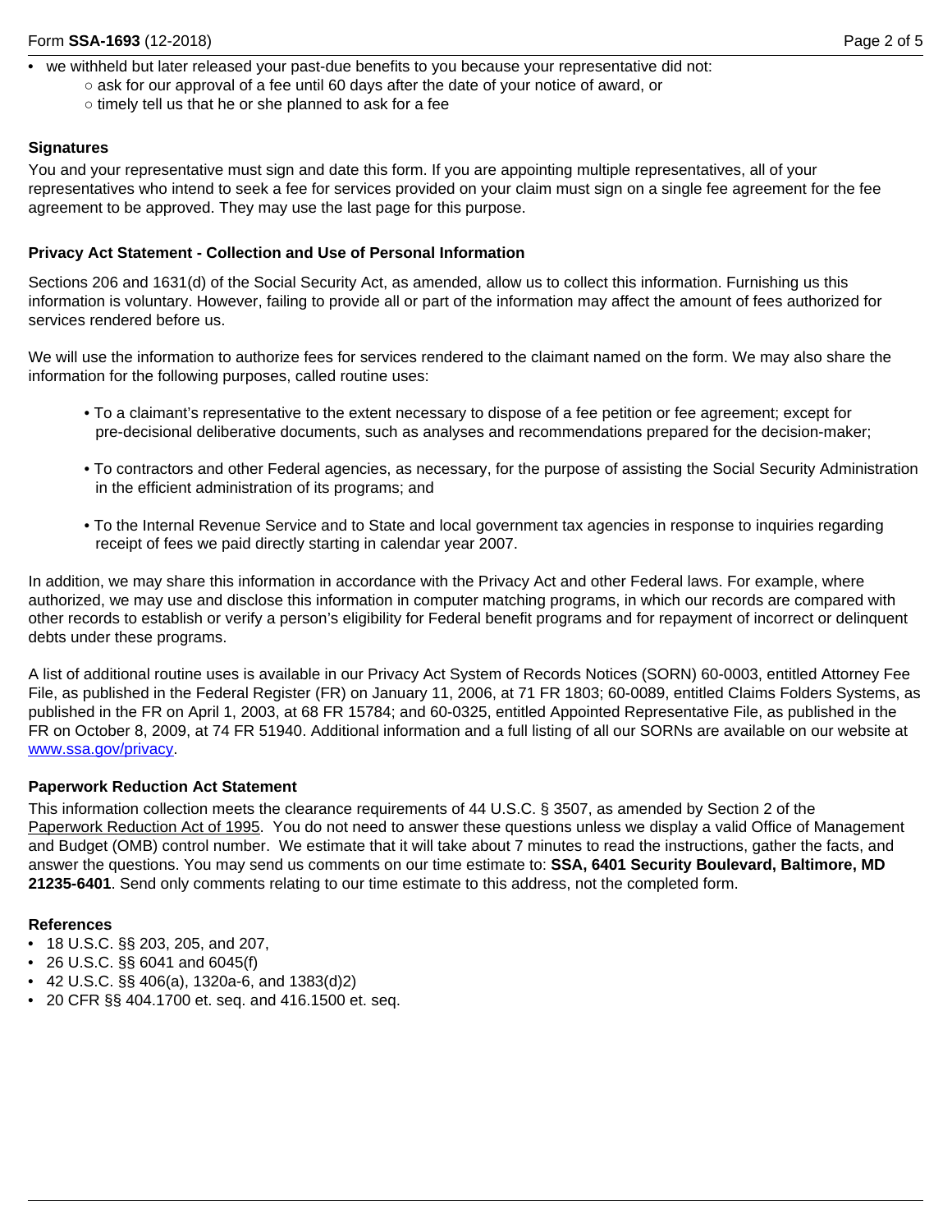- we withheld but later released your past-due benefits to you because your representative did not:
  - ask for our approval of a fee until 60 days after the date of your notice of award, or
  - timely tell us that he or she planned to ask for a fee

**Signatures**

You and your representative must sign and date this form. If you are appointing multiple representatives, all of your representatives who intend to seek a fee for services provided on your claim must sign on a single fee agreement for the fee agreement to be approved. They may use the last page for this purpose.

**Privacy Act Statement - Collection and Use of Personal Information**

Sections 206 and 1631(d) of the Social Security Act, as amended, allow us to collect this information. Furnishing us this information is voluntary. However, failing to provide all or part of the information may affect the amount of fees authorized for services rendered before us.

We will use the information to authorize fees for services rendered to the claimant named on the form. We may also share the information for the following purposes, called routine uses:

- To a claimant's representative to the extent necessary to dispose of a fee petition or fee agreement; except for pre-decisional deliberative documents, such as analyses and recommendations prepared for the decision-maker;
- To contractors and other Federal agencies, as necessary, for the purpose of assisting the Social Security Administration in the efficient administration of its programs; and
- To the Internal Revenue Service and to State and local government tax agencies in response to inquiries regarding receipt of fees we paid directly starting in calendar year 2007.

In addition, we may share this information in accordance with the Privacy Act and other Federal laws. For example, where authorized, we may use and disclose this information in computer matching programs, in which our records are compared with other records to establish or verify a person's eligibility for Federal benefit programs and for repayment of incorrect or delinquent debts under these programs.

A list of additional routine uses is available in our Privacy Act System of Records Notices (SORN) 60-0003, entitled Attorney Fee File, as published in the Federal Register (FR) on January 11, 2006, at 71 FR 1803; 60-0089, entitled Claims Folders Systems, as published in the FR on April 1, 2003, at 68 FR 15784; and 60-0325, entitled Appointed Representative File, as published in the FR on October 8, 2009, at 74 FR 51940. Additional information and a full listing of all our SORNs are available on our website at www.ssa.gov/privacy.

**Paperwork Reduction Act Statement**

This information collection meets the clearance requirements of 44 U.S.C. § 3507, as amended by Section 2 of the Paperwork Reduction Act of 1995. You do not need to answer these questions unless we display a valid Office of Management and Budget (OMB) control number. We estimate that it will take about 7 minutes to read the instructions, gather the facts, and answer the questions. You may send us comments on our time estimate to: **SSA, 6401 Security Boulevard, Baltimore, MD 21235-6401**. Send only comments relating to our time estimate to this address, not the completed form.

**References**

- 18 U.S.C. §§ 203, 205, and 207,
- 26 U.S.C. §§ 6041 and 6045(f)
- 42 U.S.C. §§ 406(a), 1320a-6, and 1383(d)2)
- 20 CFR §§ 404.1700 et. seq. and 416.1500 et. seq.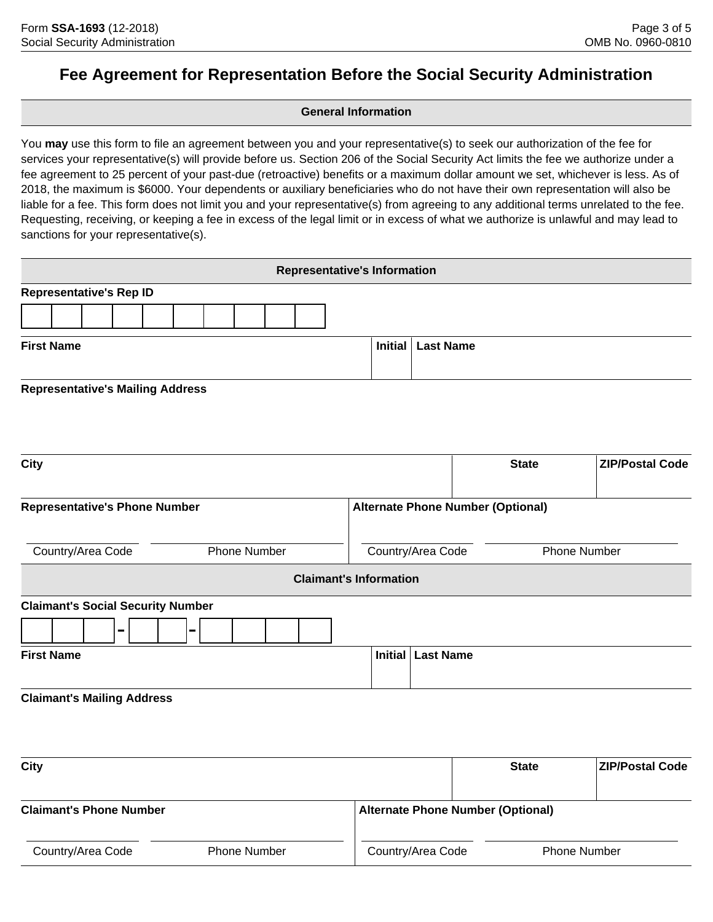# Fee Agreement for Representation Before the Social Security Administration

## General Information

You **may** use this form to file an agreement between you and your representative(s) to seek our authorization of the fee for services your representative(s) will provide before us. Section 206 of the Social Security Act limits the fee we authorize under a fee agreement to 25 percent of your past-due (retroactive) benefits or a maximum dollar amount we set, whichever is less. As of 2018, the maximum is $6000. Your dependents or auxiliary beneficiaries who do not have their own representation will also be liable for a fee. This form does not limit you and your representative(s) from agreeing to any additional terms unrelated to the fee. Requesting, receiving, or keeping a fee in excess of the legal limit or in excess of what we authorize is unlawful and may lead to sanctions for your representative(s).

## Representative's Information

**Representative's Rep ID**

| | | | | | | | | | |
|---|---|---|---|---|---|---|---|---|---|
| | | | | | | | | | |

| First Name | Initial | Last Name |
|---|---|---|
| | | |

**Representative's Mailing Address**

| City | State | ZIP/Postal Code |
|---|---|---|
| | | |

| Representative's Phone Number | | Alternate Phone Number (Optional) | |
|---|---|---|---|
| Country/Area Code | Phone Number | Country/Area Code | Phone Number |

## Claimant's Information

**Claimant's Social Security Number**

| | | | - | | | - | | | | |
|---|---|---|---|---|---|---|---|---|---|---|
| | | | - | | | - | | | | |

| First Name | Initial | Last Name |
|---|---|---|
| | | |

**Claimant's Mailing Address**

| City | State | ZIP/Postal Code |
|---|---|---|
| | | |

| Claimant's Phone Number | | Alternate Phone Number (Optional) | |
|---|---|---|---|
| Country/Area Code | Phone Number | Country/Area Code | Phone Number |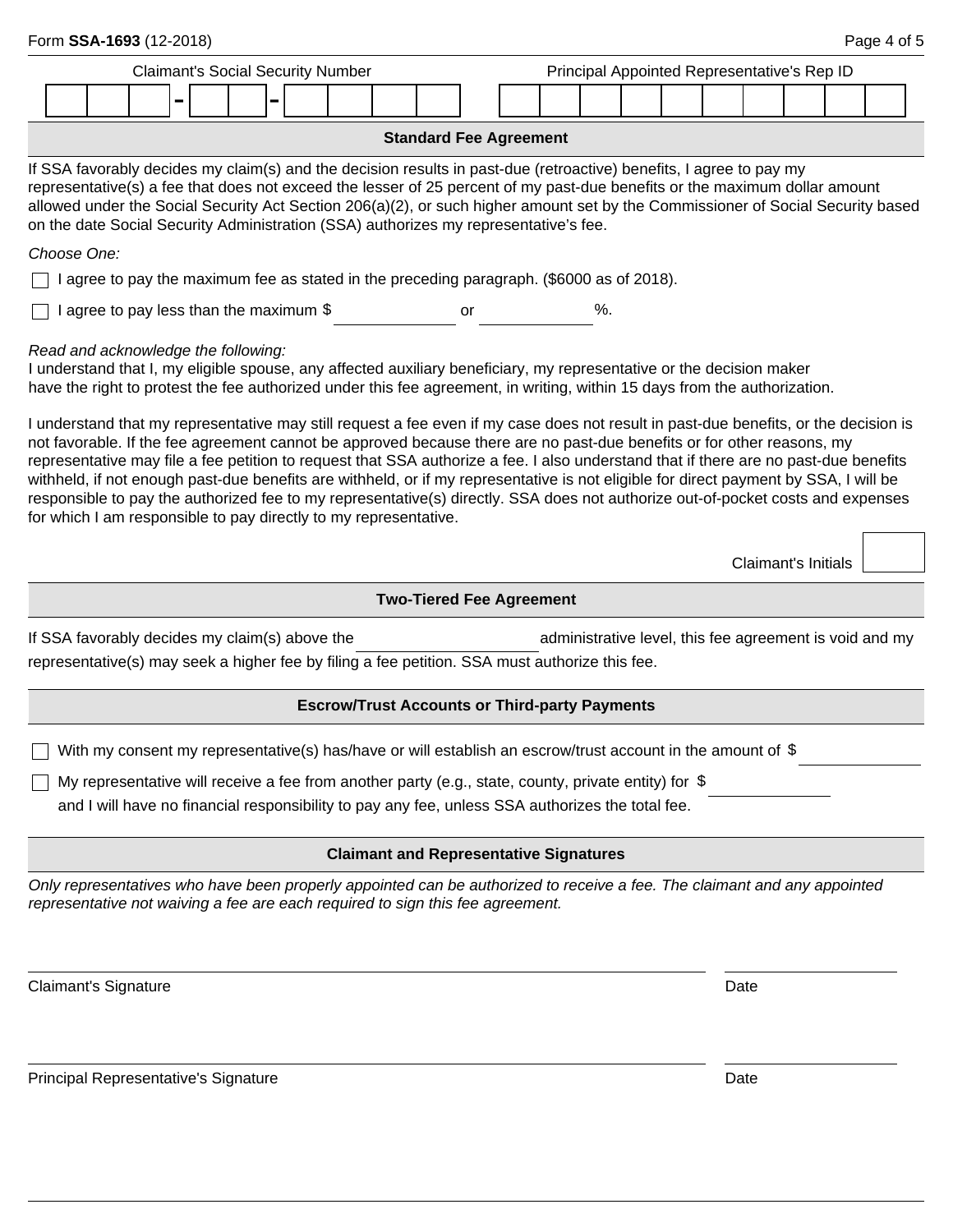Claimant's Social Security Number: ___-__-____

Principal Appointed Representative's Rep ID: __________

## Standard Fee Agreement

If SSA favorably decides my claim(s) and the decision results in past-due (retroactive) benefits, I agree to pay my representative(s) a fee that does not exceed the lesser of 25 percent of my past-due benefits or the maximum dollar amount allowed under the Social Security Act Section 206(a)(2), or such higher amount set by the Commissioner of Social Security based on the date Social Security Administration (SSA) authorizes my representative's fee.

*Choose One:*

- ☐ I agree to pay the maximum fee as stated in the preceding paragraph. ($6000 as of 2018).
- ☐ I agree to pay less than the maximum $ __________ or __________ %.

*Read and acknowledge the following:*
I understand that I, my eligible spouse, any affected auxiliary beneficiary, my representative or the decision maker have the right to protest the fee authorized under this fee agreement, in writing, within 15 days from the authorization.

I understand that my representative may still request a fee even if my case does not result in past-due benefits, or the decision is not favorable. If the fee agreement cannot be approved because there are no past-due benefits or for other reasons, my representative may file a fee petition to request that SSA authorize a fee. I also understand that if there are no past-due benefits withheld, if not enough past-due benefits are withheld, or if my representative is not eligible for direct payment by SSA, I will be responsible to pay the authorized fee to my representative(s) directly. SSA does not authorize out-of-pocket costs and expenses for which I am responsible to pay directly to my representative.

Claimant's Initials ______

## Two-Tiered Fee Agreement

If SSA favorably decides my claim(s) above the __________ administrative level, this fee agreement is void and my representative(s) may seek a higher fee by filing a fee petition. SSA must authorize this fee.

## Escrow/Trust Accounts or Third-party Payments

- ☐ With my consent my representative(s) has/have or will establish an escrow/trust account in the amount of $ __________
- ☐ My representative will receive a fee from another party (e.g., state, county, private entity) for $ __________ and I will have no financial responsibility to pay any fee, unless SSA authorizes the total fee.

## Claimant and Representative Signatures

*Only representatives who have been properly appointed can be authorized to receive a fee. The claimant and any appointed representative not waiving a fee are each required to sign this fee agreement.*

Claimant's Signature ______________________ Date __________

Principal Representative's Signature ______________________ Date __________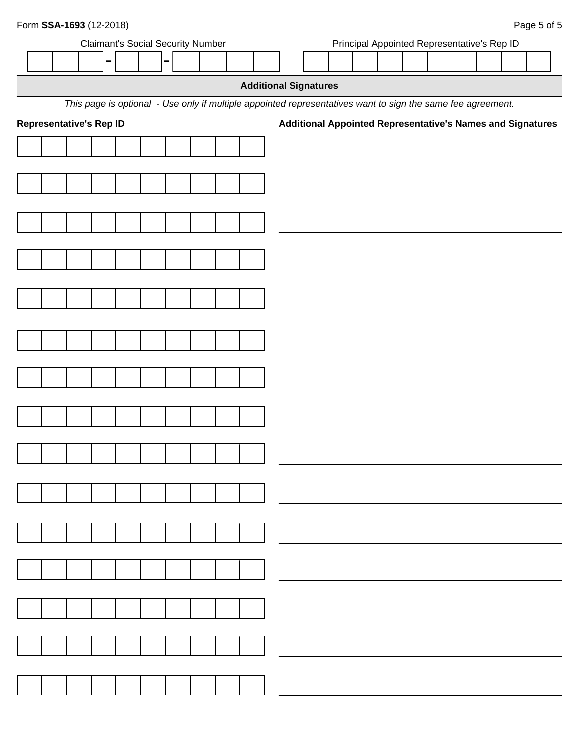Claimant's Social Security Number

Principal Appointed Representative's Rep ID

## Additional Signatures

*This page is optional - Use only if multiple appointed representatives want to sign the same fee agreement.*

| Representative's Rep ID | Additional Appointed Representative's Names and Signatures |
|---|---|
| | |
| | |
| | |
| | |
| | |
| | |
| | |
| | |
| | |
| | |
| | |
| | |
| | |
| | |
| | |